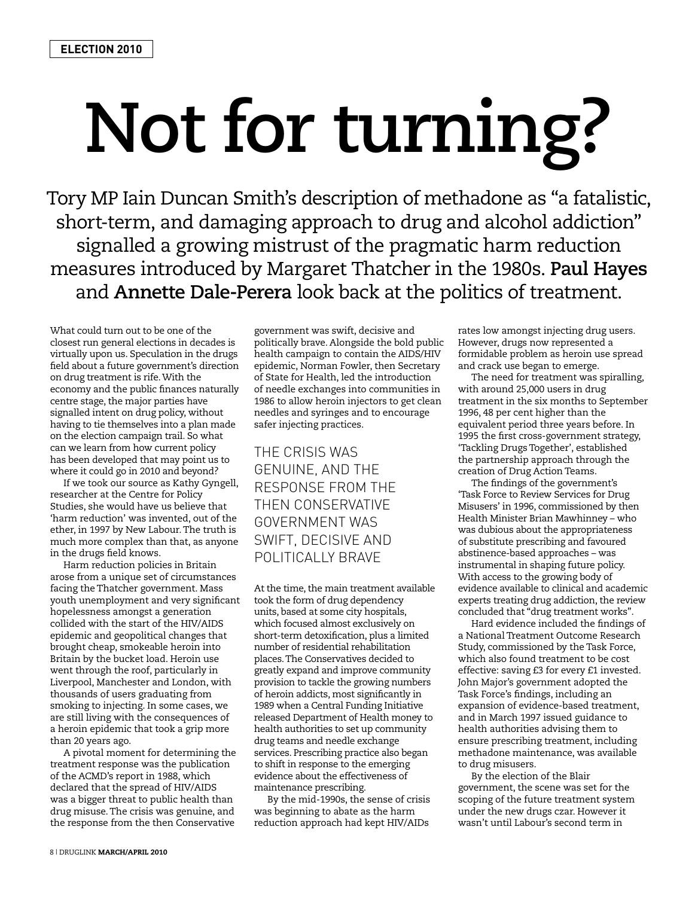ELECTION 2010

# Not for turning?

Tory MP Iain Duncan Smith's description of methadone as "a fatalistic, short-term, and damaging approach to drug and alcohol addiction" signalled a growing mistrust of the pragmatic harm reduction measures introduced by Margaret Thatcher in the 1980s. **Paul Hayes** and **Annette Dale-Perera** look back at the politics of treatment.

What could turn out to be one of the closest run general elections in decades is virtually upon us. Speculation in the drugs field about a future government's direction on drug treatment is rife. With the economy and the public finances naturally centre stage, the major parties have signalled intent on drug policy, without having to tie themselves into a plan made on the election campaign trail. So what can we learn from how current policy has been developed that may point us to where it could go in 2010 and beyond?

If we took our source as Kathy Gyngell, researcher at the Centre for Policy Studies, she would have us believe that 'harm reduction' was invented, out of the ether, in 1997 by New Labour. The truth is much more complex than that, as anyone in the drugs field knows.

Harm reduction policies in Britain arose from a unique set of circumstances facing the Thatcher government. Mass youth unemployment and very significant hopelessness amongst a generation collided with the start of the HIV/AIDS epidemic and geopolitical changes that brought cheap, smokeable heroin into Britain by the bucket load. Heroin use went through the roof, particularly in Liverpool, Manchester and London, with thousands of users graduating from smoking to injecting. In some cases, we are still living with the consequences of a heroin epidemic that took a grip more than 20 years ago.

A pivotal moment for determining the treatment response was the publication of the ACMD's report in 1988, which declared that the spread of HIV/AIDS was a bigger threat to public health than drug misuse. The crisis was genuine, and the response from the then Conservative government was swift, decisive and politically brave. Alongside the bold public health campaign to contain the AIDS/HIV epidemic, Norman Fowler, then Secretary of State for Health, led the introduction of needle exchanges into communities in 1986 to allow heroin injectors to get clean needles and syringes and to encourage safer injecting practices.

> THE CRISIS WAS GENUINE, AND THE RESPONSE FROM THE THEN CONSERVATIVE GOVERNMENT WAS SWIFT, DECISIVE AND POLITICALLY BRAVE

At the time, the main treatment available took the form of drug dependency units, based at some city hospitals, which focused almost exclusively on short-term detoxification, plus a limited number of residential rehabilitation places. The Conservatives decided to greatly expand and improve community provision to tackle the growing numbers of heroin addicts, most significantly in 1989 when a Central Funding Initiative released Department of Health money to health authorities to set up community drug teams and needle exchange services. Prescribing practice also began to shift in response to the emerging evidence about the effectiveness of maintenance prescribing.

By the mid-1990s, the sense of crisis was beginning to abate as the harm reduction approach had kept HIV/AIDs rates low amongst injecting drug users. However, drugs now represented a formidable problem as heroin use spread and crack use began to emerge.

The need for treatment was spiralling, with around 25,000 users in drug treatment in the six months to September 1996, 48 per cent higher than the equivalent period three years before. In 1995 the first cross-government strategy, 'Tackling Drugs Together', established the partnership approach through the creation of Drug Action Teams.

The findings of the government's 'Task Force to Review Services for Drug Misusers' in 1996, commissioned by then Health Minister Brian Mawhinney – who was dubious about the appropriateness of substitute prescribing and favoured abstinence-based approaches – was instrumental in shaping future policy. With access to the growing body of evidence available to clinical and academic experts treating drug addiction, the review concluded that "drug treatment works".

Hard evidence included the findings of a National Treatment Outcome Research Study, commissioned by the Task Force, which also found treatment to be cost effective: saving £3 for every £1 invested. John Major's government adopted the Task Force's findings, including an expansion of evidence-based treatment, and in March 1997 issued guidance to health authorities advising them to ensure prescribing treatment, including methadone maintenance, was available to drug misusers.

By the election of the Blair government, the scene was set for the scoping of the future treatment system under the new drugs czar. However it wasn't until Labour's second term in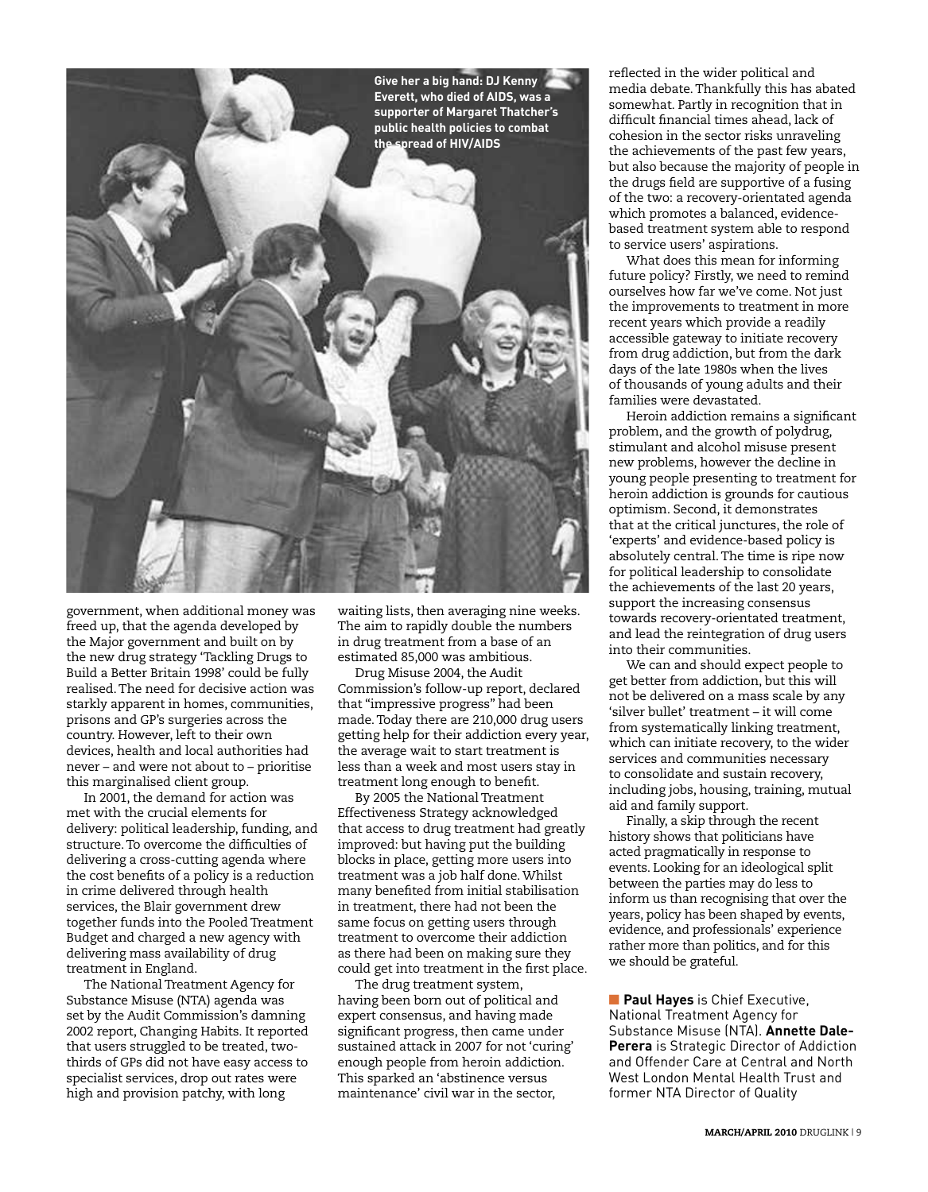Give her a big hand: DJ Kenny Everett, who died of AIDS, was a supporter of Margaret Thatcher's public health policies to combat the spread of HIV/AIDS

government, when additional money was freed up, that the agenda developed by the Major government and built on by the new drug strategy 'Tackling Drugs to Build a Better Britain 1998' could be fully realised. The need for decisive action was starkly apparent in homes, communities, prisons and GP's surgeries across the country. However, left to their own devices, health and local authorities had never – and were not about to – prioritise this marginalised client group.

In 2001, the demand for action was met with the crucial elements for delivery: political leadership, funding, and structure. To overcome the difficulties of delivering a cross-cutting agenda where the cost benefits of a policy is a reduction in crime delivered through health services, the Blair government drew together funds into the Pooled Treatment Budget and charged a new agency with delivering mass availability of drug treatment in England.

The National Treatment Agency for Substance Misuse (NTA) agenda was set by the Audit Commission's damning 2002 report, Changing Habits. It reported that users struggled to be treated, two-thirds of GPs did not have easy access to specialist services, drop out rates were high and provision patchy, with long waiting lists, then averaging nine weeks. The aim to rapidly double the numbers in drug treatment from a base of an estimated 85,000 was ambitious.

Drug Misuse 2004, the Audit Commission's follow-up report, declared that "impressive progress" had been made. Today there are 210,000 drug users getting help for their addiction every year, the average wait to start treatment is less than a week and most users stay in treatment long enough to benefit.

By 2005 the National Treatment Effectiveness Strategy acknowledged that access to drug treatment had greatly improved: but having put the building blocks in place, getting more users into treatment was a job half done. Whilst many benefited from initial stabilisation in treatment, there had not been the same focus on getting users through treatment to overcome their addiction as there had been on making sure they could get into treatment in the first place.

The drug treatment system, having been born out of political and expert consensus, and having made significant progress, then came under sustained attack in 2007 for not 'curing' enough people from heroin addiction. This sparked an 'abstinence versus maintenance' civil war in the sector, reflected in the wider political and media debate. Thankfully this has abated somewhat. Partly in recognition that in difficult financial times ahead, lack of cohesion in the sector risks unraveling the achievements of the past few years, but also because the majority of people in the drugs field are supportive of a fusing of the two: a recovery-orientated agenda which promotes a balanced, evidence-based treatment system able to respond to service users' aspirations.

What does this mean for informing future policy? Firstly, we need to remind ourselves how far we've come. Not just the improvements to treatment in more recent years which provide a readily accessible gateway to initiate recovery from drug addiction, but from the dark days of the late 1980s when the lives of thousands of young adults and their families were devastated.

Heroin addiction remains a significant problem, and the growth of polydrug, stimulant and alcohol misuse present new problems, however the decline in young people presenting to treatment for heroin addiction is grounds for cautious optimism. Second, it demonstrates that at the critical junctures, the role of 'experts' and evidence-based policy is absolutely central. The time is ripe now for political leadership to consolidate the achievements of the last 20 years, support the increasing consensus towards recovery-orientated treatment, and lead the reintegration of drug users into their communities.

We can and should expect people to get better from addiction, but this will not be delivered on a mass scale by any 'silver bullet' treatment – it will come from systematically linking treatment, which can initiate recovery, to the wider services and communities necessary to consolidate and sustain recovery, including jobs, housing, training, mutual aid and family support.

Finally, a skip through the recent history shows that politicians have acted pragmatically in response to events. Looking for an ideological split between the parties may do less to inform us than recognising that over the years, policy has been shaped by events, evidence, and professionals' experience rather more than politics, and for this we should be grateful.

**Paul Hayes** is Chief Executive, National Treatment Agency for Substance Misuse (NTA). **Annette Dale-Perera** is Strategic Director of Addiction and Offender Care at Central and North West London Mental Health Trust and former NTA Director of Quality